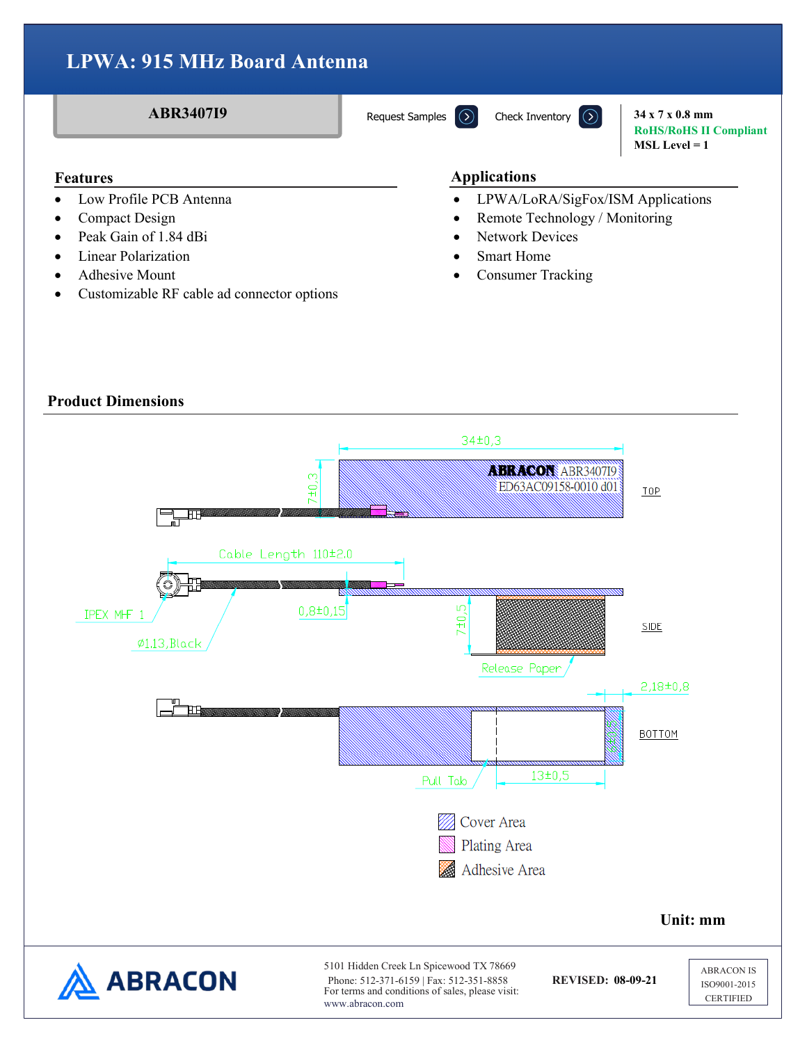# LPWA: 915 MHz Board Antenna

**ABR3407I9**

Request Samples   Check Inventory

**34 x 7 x 0.8 mm**
**RoHS/RoHS II Compliant**
**MSL Level = 1**

## Features

- Low Profile PCB Antenna
- Compact Design
- Peak Gain of 1.84 dBi
- Linear Polarization
- Adhesive Mount
- Customizable RF cable ad connector options

## Applications

- LPWA/LoRA/SigFox/ISM Applications
- Remote Technology / Monitoring
- Network Devices
- Smart Home
- Consumer Tracking

## Product Dimensions

34±0,3

7±0,3

ABRACON ABR3407I9
ED63AC09158-0010 d01

TOP

Cable Length 110±2.0

IPEX MHF 1

Ø1.13,Black

0,8±0,15

7±0,5

SIDE

Release Paper

2,18±0,8

BOTTOM

Pull Tab

13±0,5

Cover Area

Plating Area

Adhesive Area

**Unit: mm**

5101 Hidden Creek Ln Spicewood TX 78669
Phone: 512-371-6159 | Fax: 512-351-8858
For terms and conditions of sales, please visit:
www.abracon.com

**REVISED: 08-09-21**

ABRACON IS ISO9001-2015 CERTIFIED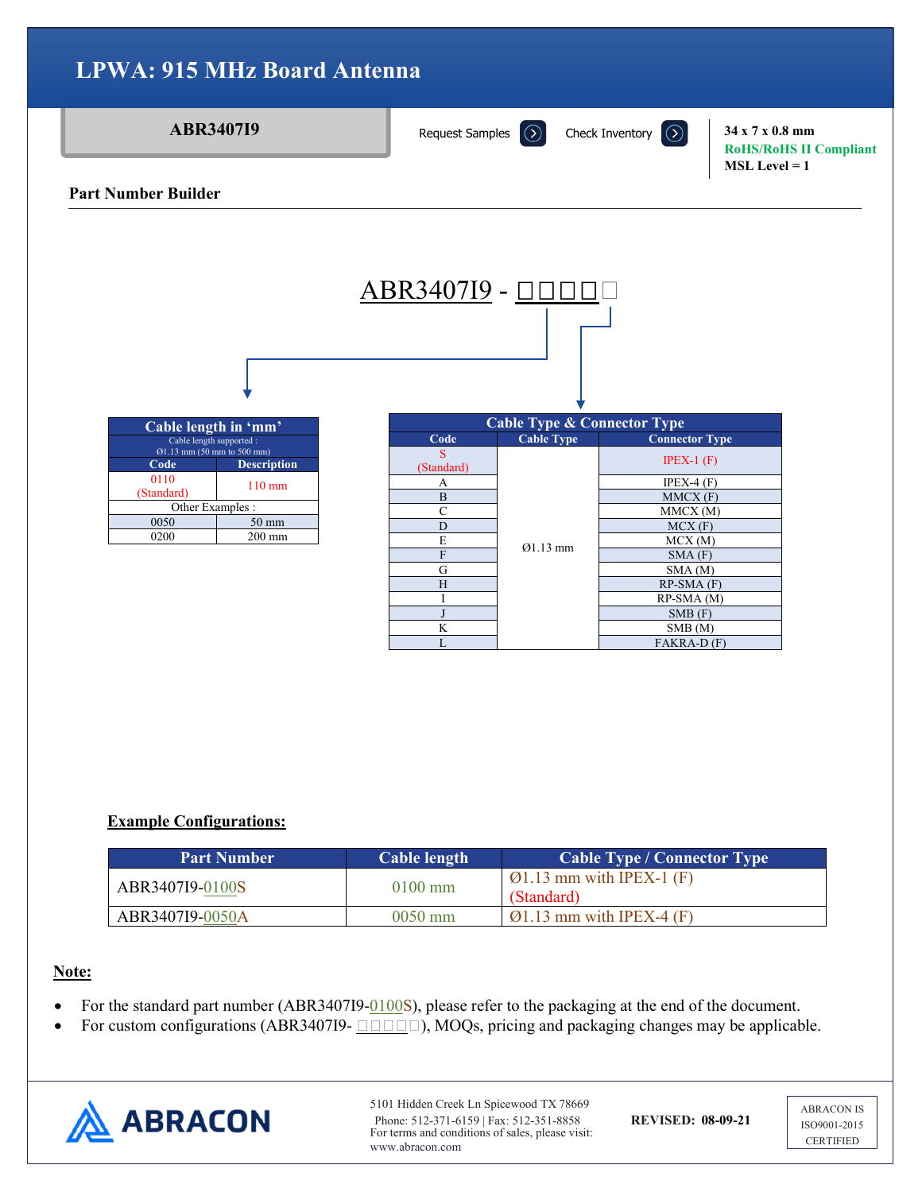# LPWA: 915 MHz Board Antenna

**ABR3407I9**

Request Samples | Check Inventory

**34 x 7 x 0.8 mm**
**RoHS/RoHS II Compliant**
**MSL Level = 1**

## Part Number Builder

ABR3407I9 - □□□□□

| Cable length in 'mm' | |
|---|---|
| Cable length supported : Ø1.13 mm (50 mm to 500 mm) | |
| **Code** | **Description** |
| 0110 (Standard) | 110 mm |
| Other Examples : | |
| 0050 | 50 mm |
| 0200 | 200 mm |

| Cable Type & Connector Type | | |
|---|---|---|
| **Code** | **Cable Type** | **Connector Type** |
| S (Standard) | Ø1.13 mm | IPEX-1 (F) |
| A | Ø1.13 mm | IPEX-4 (F) |
| B | Ø1.13 mm | MMCX (F) |
| C | Ø1.13 mm | MMCX (M) |
| D | Ø1.13 mm | MCX (F) |
| E | Ø1.13 mm | MCX (M) |
| F | Ø1.13 mm | SMA (F) |
| G | Ø1.13 mm | SMA (M) |
| H | Ø1.13 mm | RP-SMA (F) |
| I | Ø1.13 mm | RP-SMA (M) |
| J | Ø1.13 mm | SMB (F) |
| K | Ø1.13 mm | SMB (M) |
| L | Ø1.13 mm | FAKRA-D (F) |

**Example Configurations:**

| Part Number | Cable length | Cable Type / Connector Type |
|---|---|---|
| ABR3407I9-0100S | 0100 mm | Ø1.13 mm with IPEX-1 (F) (Standard) |
| ABR3407I9-0050A | 0050 mm | Ø1.13 mm with IPEX-4 (F) |

**Note:**

- For the standard part number (ABR3407I9-0100S), please refer to the packaging at the end of the document.
- For custom configurations (ABR3407I9- □□□□□), MOQs, pricing and packaging changes may be applicable.

ABRACON

5101 Hidden Creek Ln Spicewood TX 78669
Phone: 512-371-6159 | Fax: 512-351-8858
For terms and conditions of sales, please visit:
www.abracon.com

**REVISED: 08-09-21**

ABRACON IS ISO9001-2015 CERTIFIED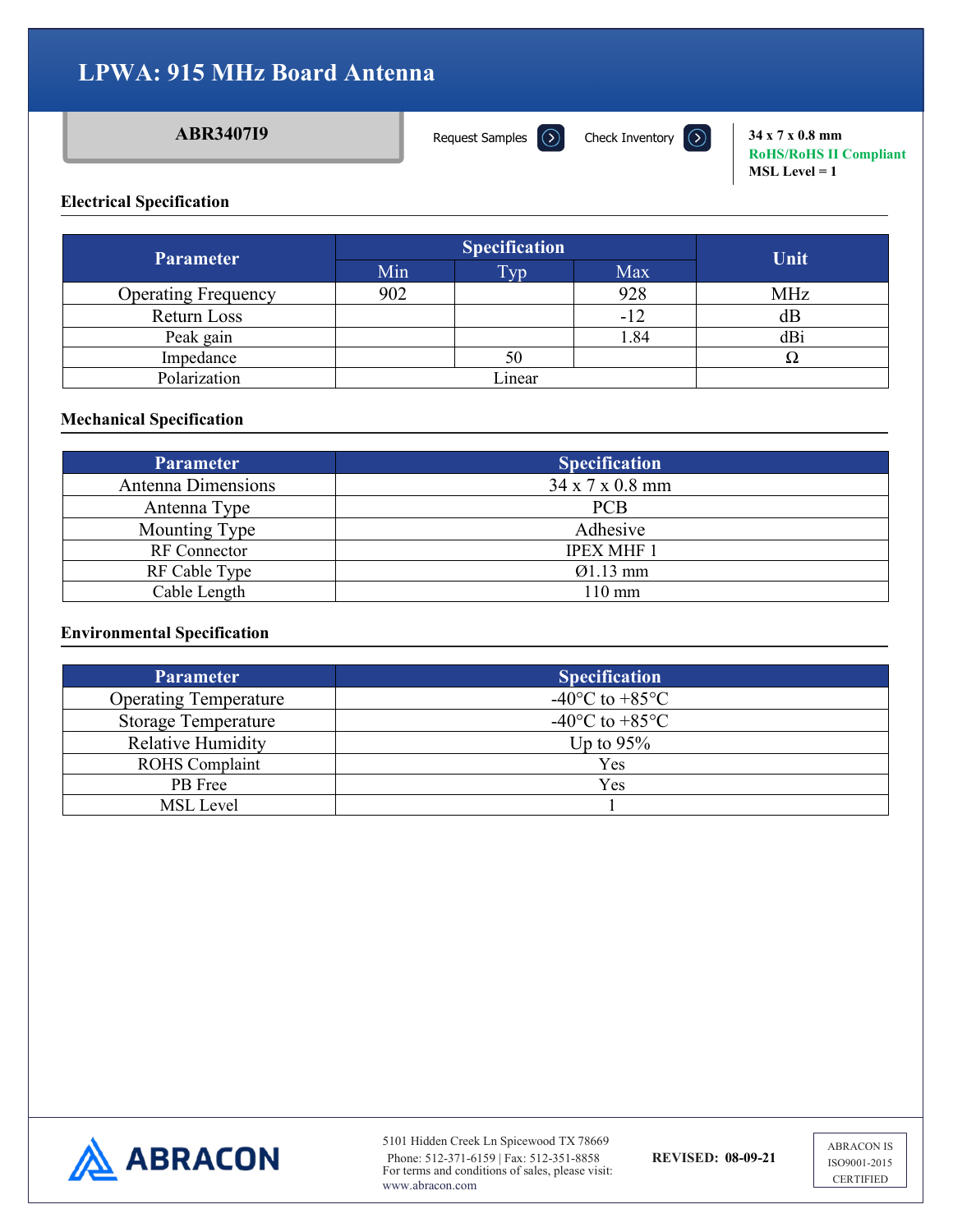# LPWA: 915 MHz Board Antenna

**ABR3407I9**

Request Samples | Check Inventory

**34 x 7 x 0.8 mm**
**RoHS/RoHS II Compliant**
**MSL Level = 1**

### Electrical Specification

| Parameter | Specification | | | Unit |
|---|---|---|---|---|
| | Min | Typ | Max | |
| Operating Frequency | 902 | | 928 | MHz |
| Return Loss | | | -12 | dB |
| Peak gain | | | 1.84 | dBi |
| Impedance | | 50 | | Ω |
| Polarization | Linear | | | |

### Mechanical Specification

| Parameter | Specification |
|---|---|
| Antenna Dimensions | 34 x 7 x 0.8 mm |
| Antenna Type | PCB |
| Mounting Type | Adhesive |
| RF Connector | IPEX MHF 1 |
| RF Cable Type | Ø1.13 mm |
| Cable Length | 110 mm |

### Environmental Specification

| Parameter | Specification |
|---|---|
| Operating Temperature | -40°C to +85°C |
| Storage Temperature | -40°C to +85°C |
| Relative Humidity | Up to 95% |
| ROHS Complaint | Yes |
| PB Free | Yes |
| MSL Level | 1 |

ABRACON

5101 Hidden Creek Ln Spicewood TX 78669
Phone: 512-371-6159 | Fax: 512-351-8858
For terms and conditions of sales, please visit:
www.abracon.com

**REVISED: 08-09-21**

ABRACON IS ISO9001-2015 CERTIFIED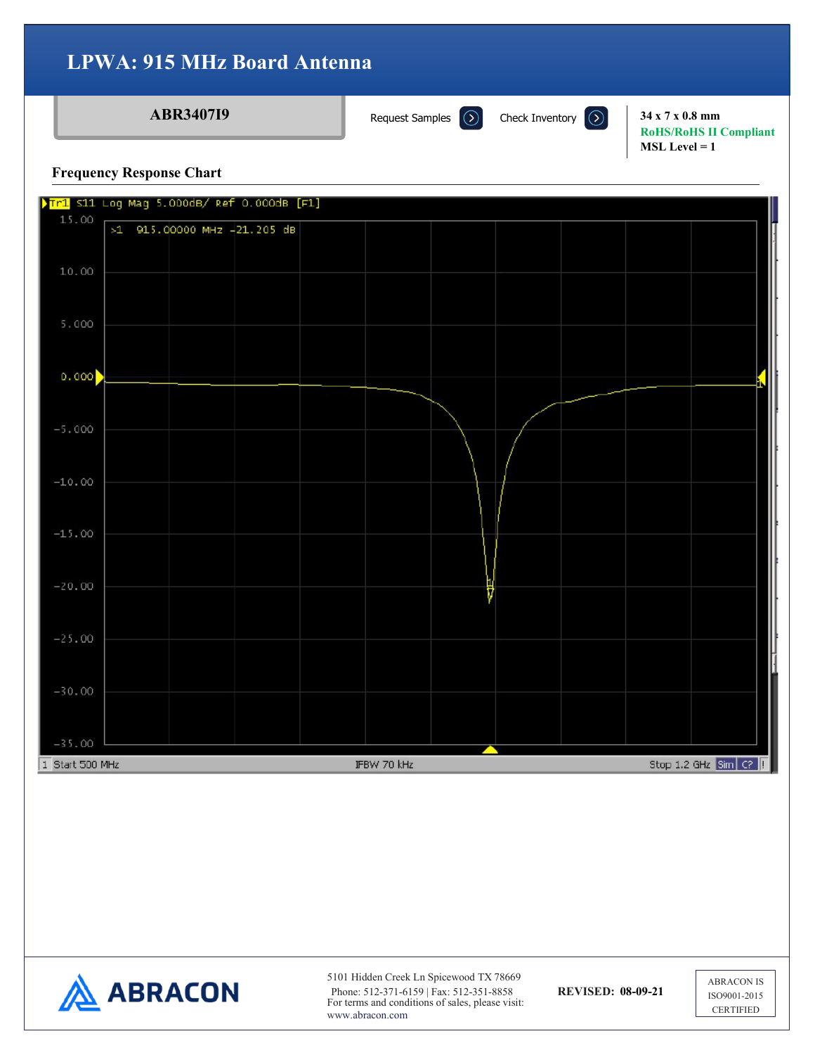# LPWA: 915 MHz Board Antenna

**ABR3407I9**

Request Samples

Check Inventory

**34 x 7 x 0.8 mm**
**RoHS/RoHS II Compliant**
**MSL Level = 1**

## Frequency Response Chart

Tr1 S11 Log Mag 5.000dB/ Ref 0.000dB [F1]

>1 915.00000 MHz -21.205 dB

1 Start 500 MHz IFBW 70 kHz Stop 1.2 GHz

5101 Hidden Creek Ln Spicewood TX 78669
Phone: 512-371-6159 | Fax: 512-351-8858
For terms and conditions of sales, please visit:
www.abracon.com

**REVISED: 08-09-21**

ABRACON IS ISO9001-2015 CERTIFIED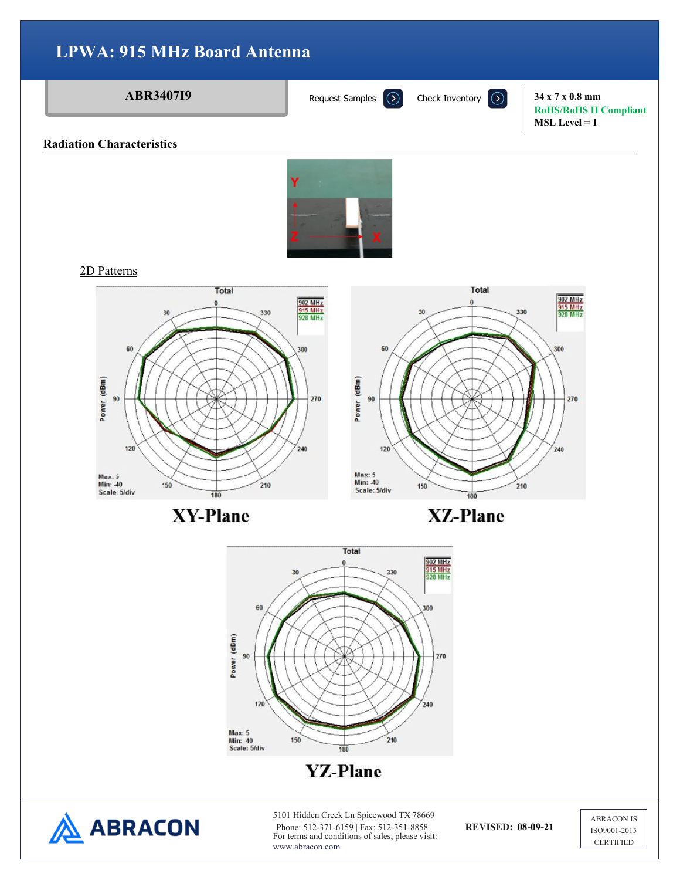# LPWA: 915 MHz Board Antenna

**ABR3407I9**

Request Samples Check Inventory

**34 x 7 x 0.8 mm**
**RoHS/RoHS II Compliant**
**MSL Level = 1**

## Radiation Characteristics

2D Patterns

**XY-Plane**

**XZ-Plane**

**YZ-Plane**

5101 Hidden Creek Ln Spicewood TX 78669
Phone: 512-371-6159 | Fax: 512-351-8858
For terms and conditions of sales, please visit:
www.abracon.com

**REVISED: 08-09-21**

ABRACON IS
ISO9001-2015
CERTIFIED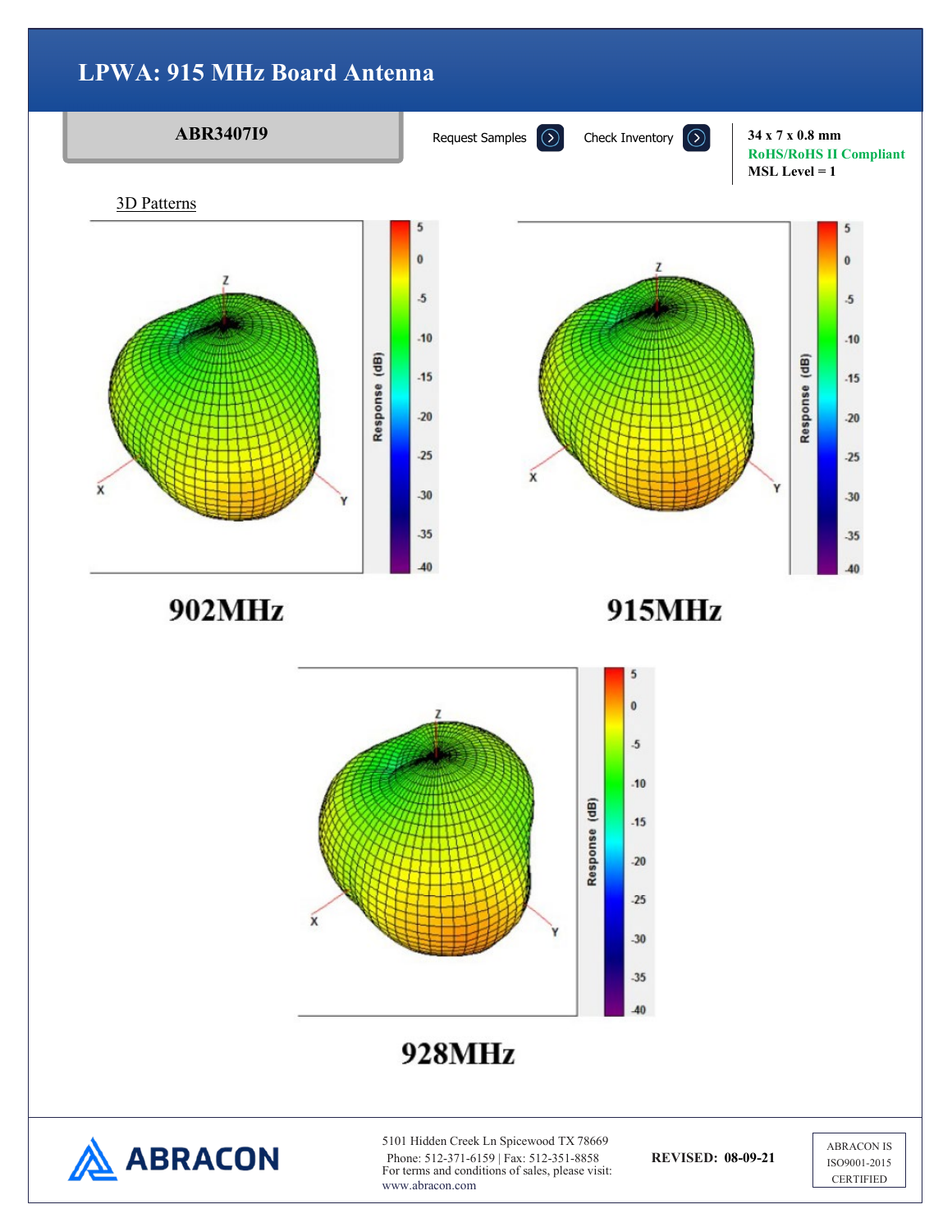# LPWA: 915 MHz Board Antenna

**ABR3407I9**

Request Samples | Check Inventory

**34 x 7 x 0.8 mm**
**RoHS/RoHS II Compliant**
**MSL Level = 1**

## 3D Patterns

**902MHz**

**915MHz**

**928MHz**

REVISED: 08-09-21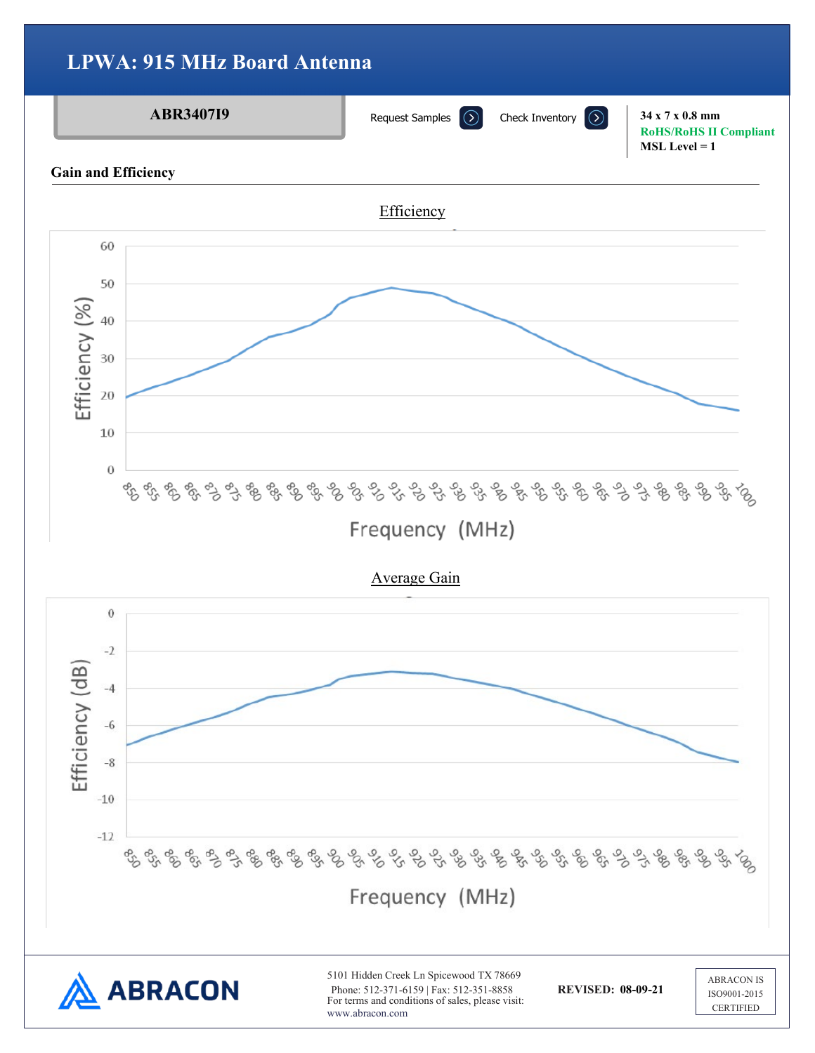# LPWA: 915 MHz Board Antenna

**ABR3407I9**

Request Samples

Check Inventory

**34 x 7 x 0.8 mm**
**RoHS/RoHS II Compliant**
**MSL Level = 1**

## Gain and Efficiency

Efficiency

Average Gain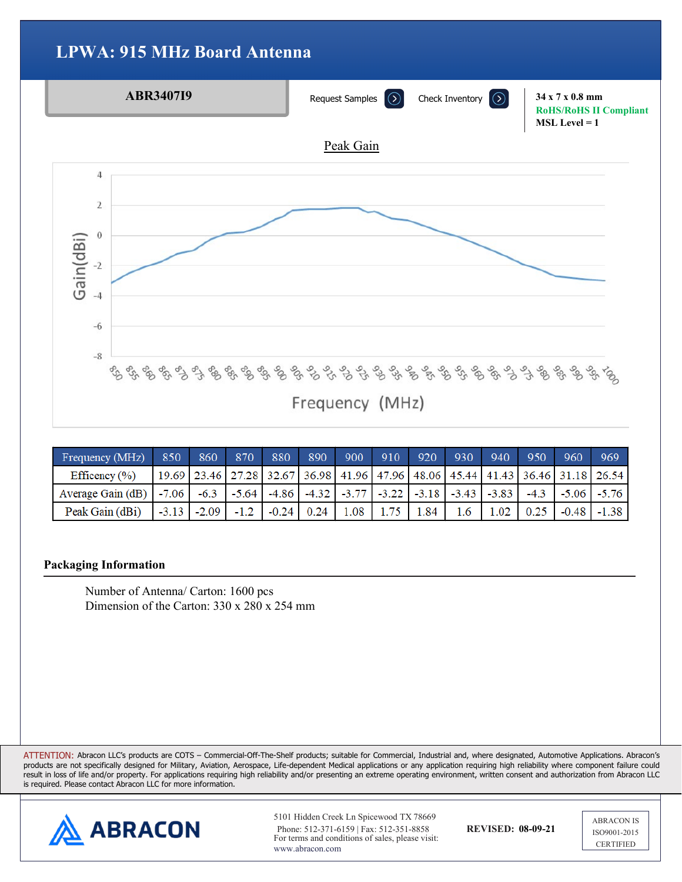# LPWA: 915 MHz Board Antenna

**ABR3407I9**

Request Samples  Check Inventory

**34 x 7 x 0.8 mm**
**RoHS/RoHS II Compliant**
**MSL Level = 1**

Peak Gain

Gain(dBi)

4
2
0
-2
-4
-6
-8

850 855 860 865 870 875 880 885 890 895 900 905 910 915 920 925 930 935 940 945 950 955 960 965 970 975 980 985 990 995 1000

Frequency (MHz)

| Frequency (MHz) | 850 | 860 | 870 | 880 | 890 | 900 | 910 | 920 | 930 | 940 | 950 | 960 | 969 |
|---|---|---|---|---|---|---|---|---|---|---|---|---|---|
| Efficency (%) | 19.69 | 23.46 | 27.28 | 32.67 | 36.98 | 41.96 | 47.96 | 48.06 | 45.44 | 41.43 | 36.46 | 31.18 | 26.54 |
| Average Gain (dB) | -7.06 | -6.3 | -5.64 | -4.86 | -4.32 | -3.77 | -3.22 | -3.18 | -3.43 | -3.83 | -4.3 | -5.06 | -5.76 |
| Peak Gain (dBi) | -3.13 | -2.09 | -1.2 | -0.24 | 0.24 | 1.08 | 1.75 | 1.84 | 1.6 | 1.02 | 0.25 | -0.48 | -1.38 |

## Packaging Information

Number of Antenna/ Carton: 1600 pcs
Dimension of the Carton: 330 x 280 x 254 mm

ATTENTION: Abracon LLC's products are COTS – Commercial-Off-The-Shelf products; suitable for Commercial, Industrial and, where designated, Automotive Applications. Abracon's products are not specifically designed for Military, Aviation, Aerospace, Life-dependent Medical applications or any application requiring high reliability where component failure could result in loss of life and/or property. For applications requiring high reliability and/or presenting an extreme operating environment, written consent and authorization from Abracon LLC is required. Please contact Abracon LLC for more information.

ABRACON

5101 Hidden Creek Ln Spicewood TX 78669
Phone: 512-371-6159 | Fax: 512-351-8858
For terms and conditions of sales, please visit:
www.abracon.com

**REVISED: 08-09-21**

ABRACON IS
ISO9001-2015
CERTIFIED